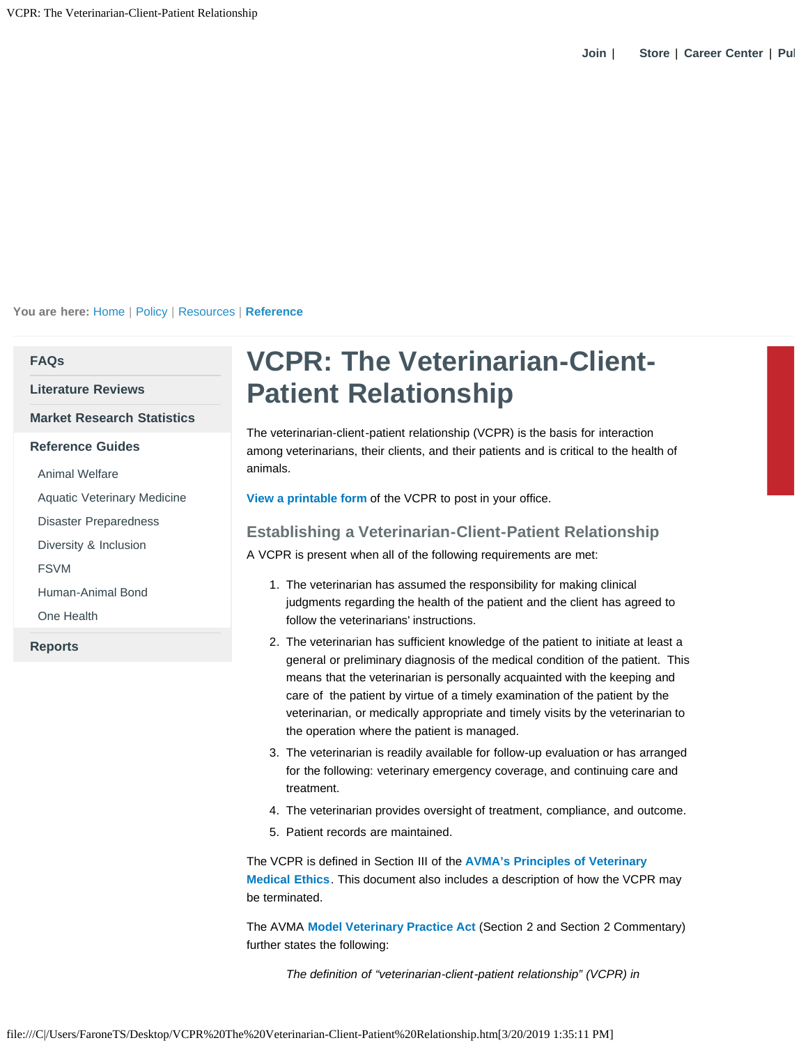Join | Store | Career Center | Pul

You are here: Home | Policy | Resources | **Reference**

- **FAQs**
- **Literature Reviews**
- **Market Research Statistics**
- **Reference Guides**
  - Animal Welfare
  - Aquatic Veterinary Medicine
  - Disaster Preparedness
  - Diversity & Inclusion
  - FSVM
  - Human-Animal Bond
  - One Health
- **Reports**

# VCPR: The Veterinarian-Client-Patient Relationship

The veterinarian-client-patient relationship (VCPR) is the basis for interaction among veterinarians, their clients, and their patients and is critical to the health of animals.

**View a printable form** of the VCPR to post in your office.

## Establishing a Veterinarian-Client-Patient Relationship

A VCPR is present when all of the following requirements are met:

1. The veterinarian has assumed the responsibility for making clinical judgments regarding the health of the patient and the client has agreed to follow the veterinarians' instructions.
2. The veterinarian has sufficient knowledge of the patient to initiate at least a general or preliminary diagnosis of the medical condition of the patient. This means that the veterinarian is personally acquainted with the keeping and care of the patient by virtue of a timely examination of the patient by the veterinarian, or medically appropriate and timely visits by the veterinarian to the operation where the patient is managed.
3. The veterinarian is readily available for follow-up evaluation or has arranged for the following: veterinary emergency coverage, and continuing care and treatment.
4. The veterinarian provides oversight of treatment, compliance, and outcome.
5. Patient records are maintained.

The VCPR is defined in Section III of the **AVMA's Principles of Veterinary Medical Ethics**. This document also includes a description of how the VCPR may be terminated.

The AVMA **Model Veterinary Practice Act** (Section 2 and Section 2 Commentary) further states the following:

> *The definition of "veterinarian-client-patient relationship" (VCPR) in*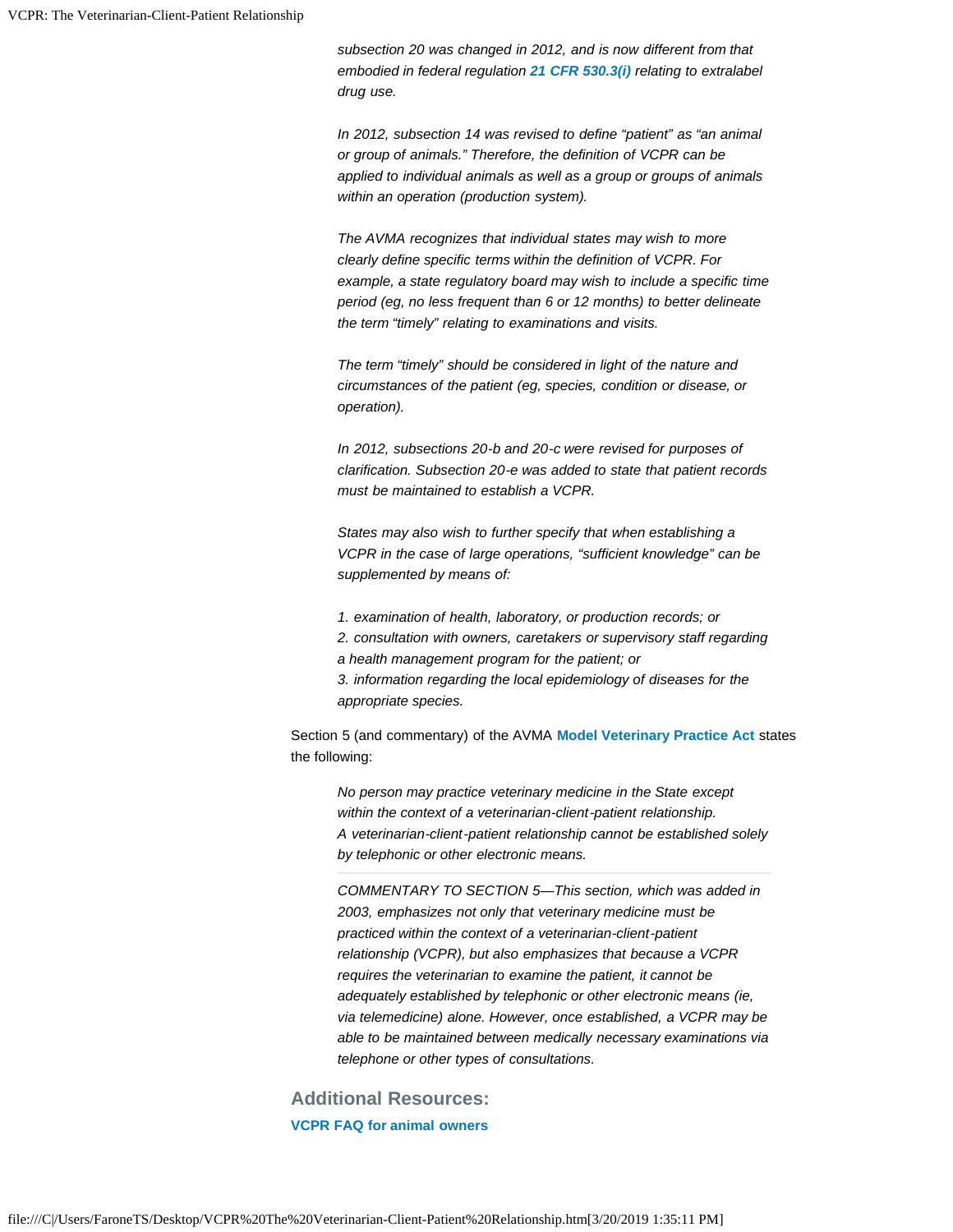*subsection 20 was changed in 2012, and is now different from that embodied in federal regulation* ***21 CFR 530.3(i)*** *relating to extralabel drug use.*

*In 2012, subsection 14 was revised to define "patient" as "an animal or group of animals." Therefore, the definition of VCPR can be applied to individual animals as well as a group or groups of animals within an operation (production system).*

*The AVMA recognizes that individual states may wish to more clearly define specific terms within the definition of VCPR. For example, a state regulatory board may wish to include a specific time period (eg, no less frequent than 6 or 12 months) to better delineate the term "timely" relating to examinations and visits.*

*The term "timely" should be considered in light of the nature and circumstances of the patient (eg, species, condition or disease, or operation).*

*In 2012, subsections 20-b and 20-c were revised for purposes of clarification. Subsection 20-e was added to state that patient records must be maintained to establish a VCPR.*

*States may also wish to further specify that when establishing a VCPR in the case of large operations, "sufficient knowledge" can be supplemented by means of:*

*1. examination of health, laboratory, or production records; or*
*2. consultation with owners, caretakers or supervisory staff regarding a health management program for the patient; or*
*3. information regarding the local epidemiology of diseases for the appropriate species.*

Section 5 (and commentary) of the AVMA **Model Veterinary Practice Act** states the following:

> *No person may practice veterinary medicine in the State except within the context of a veterinarian-client-patient relationship. A veterinarian-client-patient relationship cannot be established solely by telephonic or other electronic means.*
>
> *COMMENTARY TO SECTION 5—This section, which was added in 2003, emphasizes not only that veterinary medicine must be practiced within the context of a veterinarian-client-patient relationship (VCPR), but also emphasizes that because a VCPR requires the veterinarian to examine the patient, it cannot be adequately established by telephonic or other electronic means (ie, via telemedicine) alone. However, once established, a VCPR may be able to be maintained between medically necessary examinations via telephone or other types of consultations.*

## Additional Resources:

**VCPR FAQ for animal owners**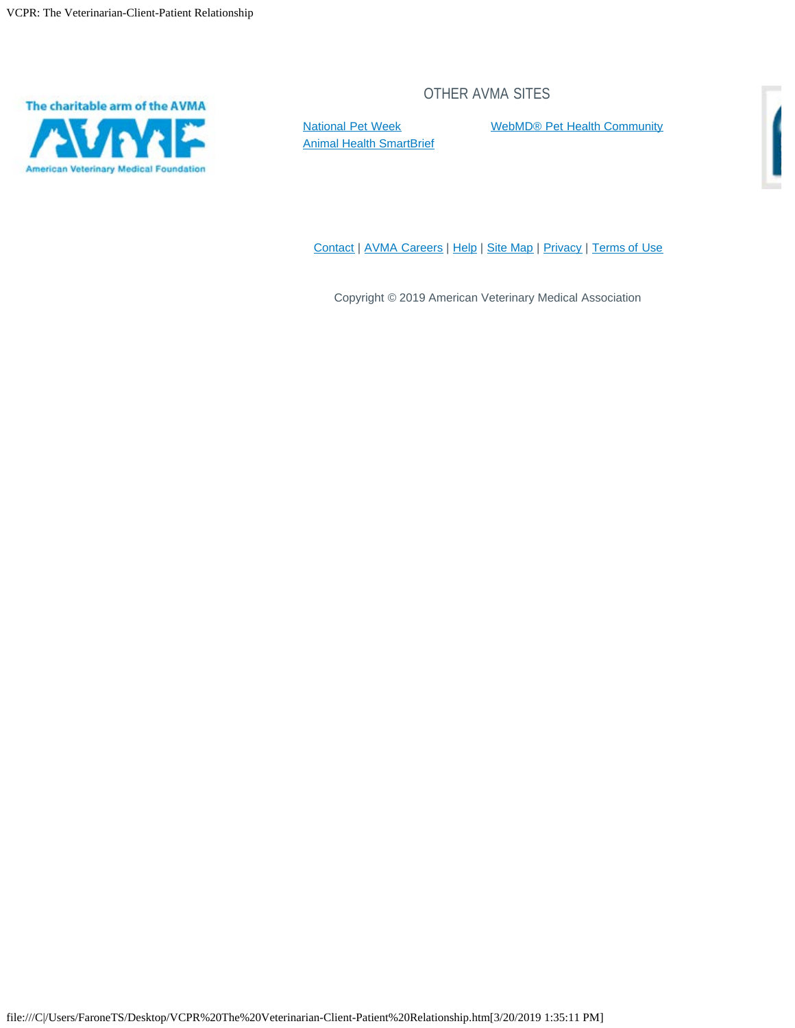The charitable arm of the AVMA

AVMF

American Veterinary Medical Foundation

OTHER AVMA SITES

National Pet Week
Animal Health SmartBrief
WebMD® Pet Health Community

Contact | AVMA Careers | Help | Site Map | Privacy | Terms of Use

Copyright © 2019 American Veterinary Medical Association